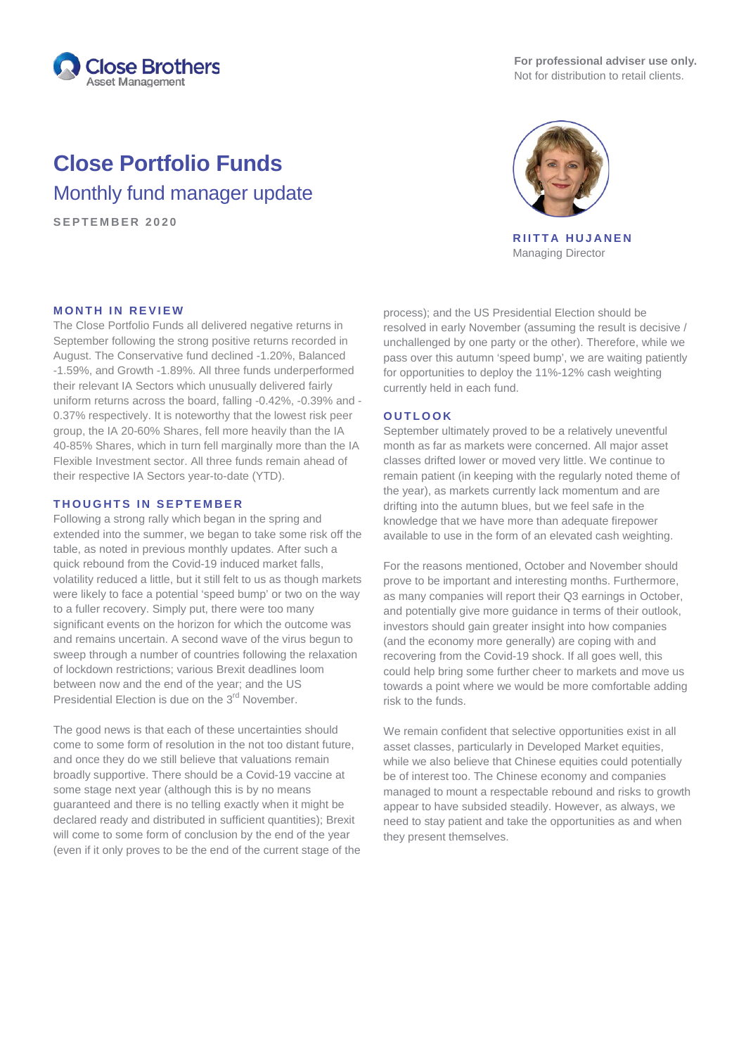Close Brothers Asset Management

**For professional adviser use only.**
Not for distribution to retail clients.

# Close Portfolio Funds

## Monthly fund manager update

SEPTEMBER 2020

**RIITTA HUJANEN**
Managing Director

### MONTH IN REVIEW

The Close Portfolio Funds all delivered negative returns in September following the strong positive returns recorded in August. The Conservative fund declined -1.20%, Balanced -1.59%, and Growth -1.89%. All three funds underperformed their relevant IA Sectors which unusually delivered fairly uniform returns across the board, falling -0.42%, -0.39% and -0.37% respectively. It is noteworthy that the lowest risk peer group, the IA 20-60% Shares, fell more heavily than the IA 40-85% Shares, which in turn fell marginally more than the IA Flexible Investment sector. All three funds remain ahead of their respective IA Sectors year-to-date (YTD).

### THOUGHTS IN SEPTEMBER

Following a strong rally which began in the spring and extended into the summer, we began to take some risk off the table, as noted in previous monthly updates. After such a quick rebound from the Covid-19 induced market falls, volatility reduced a little, but it still felt to us as though markets were likely to face a potential 'speed bump' or two on the way to a fuller recovery. Simply put, there were too many significant events on the horizon for which the outcome was and remains uncertain. A second wave of the virus begun to sweep through a number of countries following the relaxation of lockdown restrictions; various Brexit deadlines loom between now and the end of the year; and the US Presidential Election is due on the 3rd November.

The good news is that each of these uncertainties should come to some form of resolution in the not too distant future, and once they do we still believe that valuations remain broadly supportive. There should be a Covid-19 vaccine at some stage next year (although this is by no means guaranteed and there is no telling exactly when it might be declared ready and distributed in sufficient quantities); Brexit will come to some form of conclusion by the end of the year (even if it only proves to be the end of the current stage of the process); and the US Presidential Election should be resolved in early November (assuming the result is decisive / unchallenged by one party or the other). Therefore, while we pass over this autumn 'speed bump', we are waiting patiently for opportunities to deploy the 11%-12% cash weighting currently held in each fund.

### OUTLOOK

September ultimately proved to be a relatively uneventful month as far as markets were concerned. All major asset classes drifted lower or moved very little. We continue to remain patient (in keeping with the regularly noted theme of the year), as markets currently lack momentum and are drifting into the autumn blues, but we feel safe in the knowledge that we have more than adequate firepower available to use in the form of an elevated cash weighting.

For the reasons mentioned, October and November should prove to be important and interesting months. Furthermore, as many companies will report their Q3 earnings in October, and potentially give more guidance in terms of their outlook, investors should gain greater insight into how companies (and the economy more generally) are coping with and recovering from the Covid-19 shock. If all goes well, this could help bring some further cheer to markets and move us towards a point where we would be more comfortable adding risk to the funds.

We remain confident that selective opportunities exist in all asset classes, particularly in Developed Market equities, while we also believe that Chinese equities could potentially be of interest too. The Chinese economy and companies managed to mount a respectable rebound and risks to growth appear to have subsided steadily. However, as always, we need to stay patient and take the opportunities as and when they present themselves.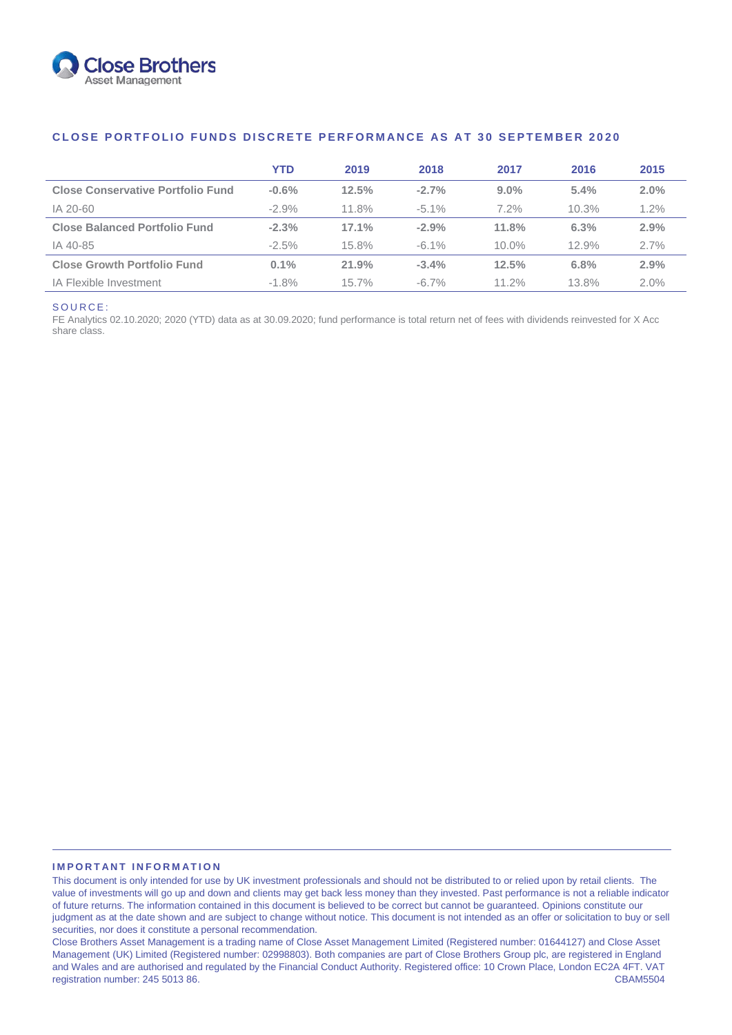## CLOSE PORTFOLIO FUNDS DISCRETE PERFORMANCE AS AT 30 SEPTEMBER 2020

| | YTD | 2019 | 2018 | 2017 | 2016 | 2015 |
|---|---|---|---|---|---|---|
| **Close Conservative Portfolio Fund** | **-0.6%** | **12.5%** | **-2.7%** | **9.0%** | **5.4%** | **2.0%** |
| IA 20-60 | -2.9% | 11.8% | -5.1% | 7.2% | 10.3% | 1.2% |
| **Close Balanced Portfolio Fund** | **-2.3%** | **17.1%** | **-2.9%** | **11.8%** | **6.3%** | **2.9%** |
| IA 40-85 | -2.5% | 15.8% | -6.1% | 10.0% | 12.9% | 2.7% |
| **Close Growth Portfolio Fund** | **0.1%** | **21.9%** | **-3.4%** | **12.5%** | **6.8%** | **2.9%** |
| IA Flexible Investment | -1.8% | 15.7% | -6.7% | 11.2% | 13.8% | 2.0% |

SOURCE:

FE Analytics 02.10.2020; 2020 (YTD) data as at 30.09.2020; fund performance is total return net of fees with dividends reinvested for X Acc share class.

### IMPORTANT INFORMATION

This document is only intended for use by UK investment professionals and should not be distributed to or relied upon by retail clients. The value of investments will go up and down and clients may get back less money than they invested. Past performance is not a reliable indicator of future returns. The information contained in this document is believed to be correct but cannot be guaranteed. Opinions constitute our judgment as at the date shown and are subject to change without notice. This document is not intended as an offer or solicitation to buy or sell securities, nor does it constitute a personal recommendation.

Close Brothers Asset Management is a trading name of Close Asset Management Limited (Registered number: 01644127) and Close Asset Management (UK) Limited (Registered number: 02998803). Both companies are part of Close Brothers Group plc, are registered in England and Wales and are authorised and regulated by the Financial Conduct Authority. Registered office: 10 Crown Place, London EC2A 4FT. VAT registration number: 245 5013 86. CBAM5504